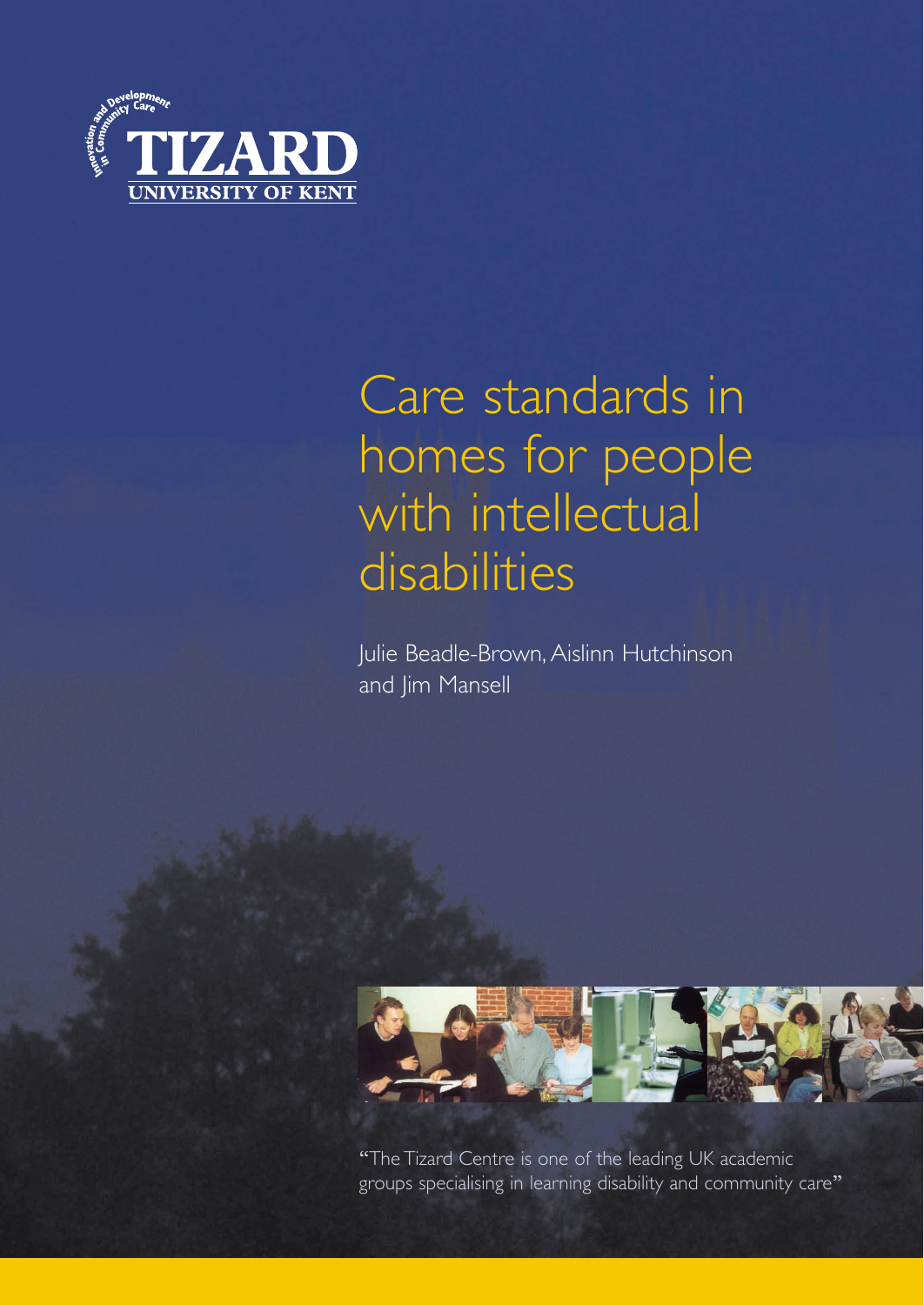Innovation and Development in Community Care

**TIZARD**

**UNIVERSITY OF KENT**

# Care standards in homes for people with intellectual disabilities

Julie Beadle-Brown, Aislinn Hutchinson and Jim Mansell

"The Tizard Centre is one of the leading UK academic groups specialising in learning disability and community care"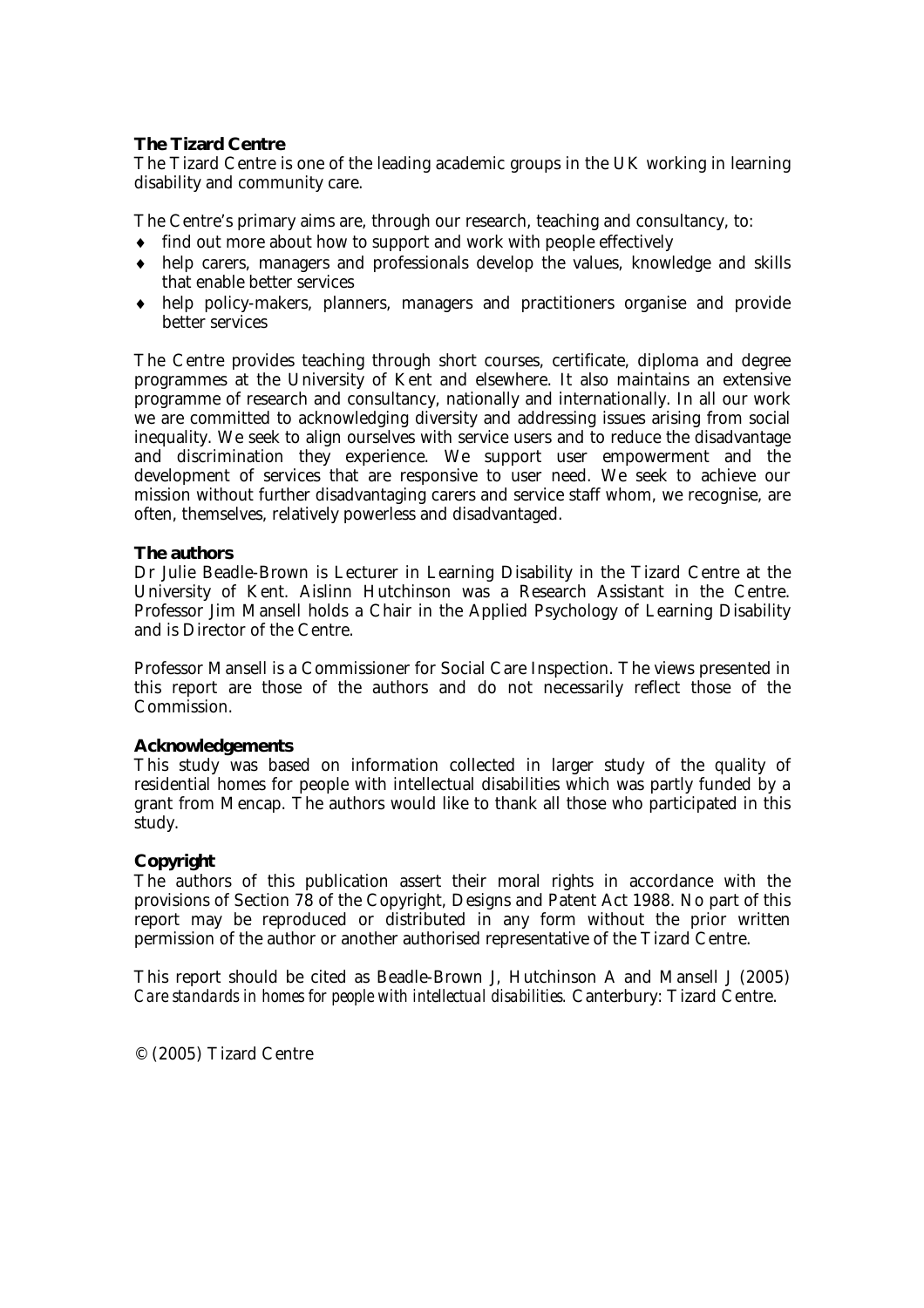**The Tizard Centre**

The Tizard Centre is one of the leading academic groups in the UK working in learning disability and community care.

The Centre's primary aims are, through our research, teaching and consultancy, to:

- find out more about how to support and work with people effectively
- help carers, managers and professionals develop the values, knowledge and skills that enable better services
- help policy-makers, planners, managers and practitioners organise and provide better services

The Centre provides teaching through short courses, certificate, diploma and degree programmes at the University of Kent and elsewhere. It also maintains an extensive programme of research and consultancy, nationally and internationally. In all our work we are committed to acknowledging diversity and addressing issues arising from social inequality. We seek to align ourselves with service users and to reduce the disadvantage and discrimination they experience. We support user empowerment and the development of services that are responsive to user need. We seek to achieve our mission without further disadvantaging carers and service staff whom, we recognise, are often, themselves, relatively powerless and disadvantaged.

**The authors**

Dr Julie Beadle-Brown is Lecturer in Learning Disability in the Tizard Centre at the University of Kent. Aislinn Hutchinson was a Research Assistant in the Centre. Professor Jim Mansell holds a Chair in the Applied Psychology of Learning Disability and is Director of the Centre.

Professor Mansell is a Commissioner for Social Care Inspection. The views presented in this report are those of the authors and do not necessarily reflect those of the Commission.

**Acknowledgements**

This study was based on information collected in larger study of the quality of residential homes for people with intellectual disabilities which was partly funded by a grant from Mencap. The authors would like to thank all those who participated in this study.

**Copyright**

The authors of this publication assert their moral rights in accordance with the provisions of Section 78 of the Copyright, Designs and Patent Act 1988. No part of this report may be reproduced or distributed in any form without the prior written permission of the author or another authorised representative of the Tizard Centre.

This report should be cited as Beadle-Brown J, Hutchinson A and Mansell J (2005) *Care standards in homes for people with intellectual disabilities.* Canterbury: Tizard Centre.

© (2005) Tizard Centre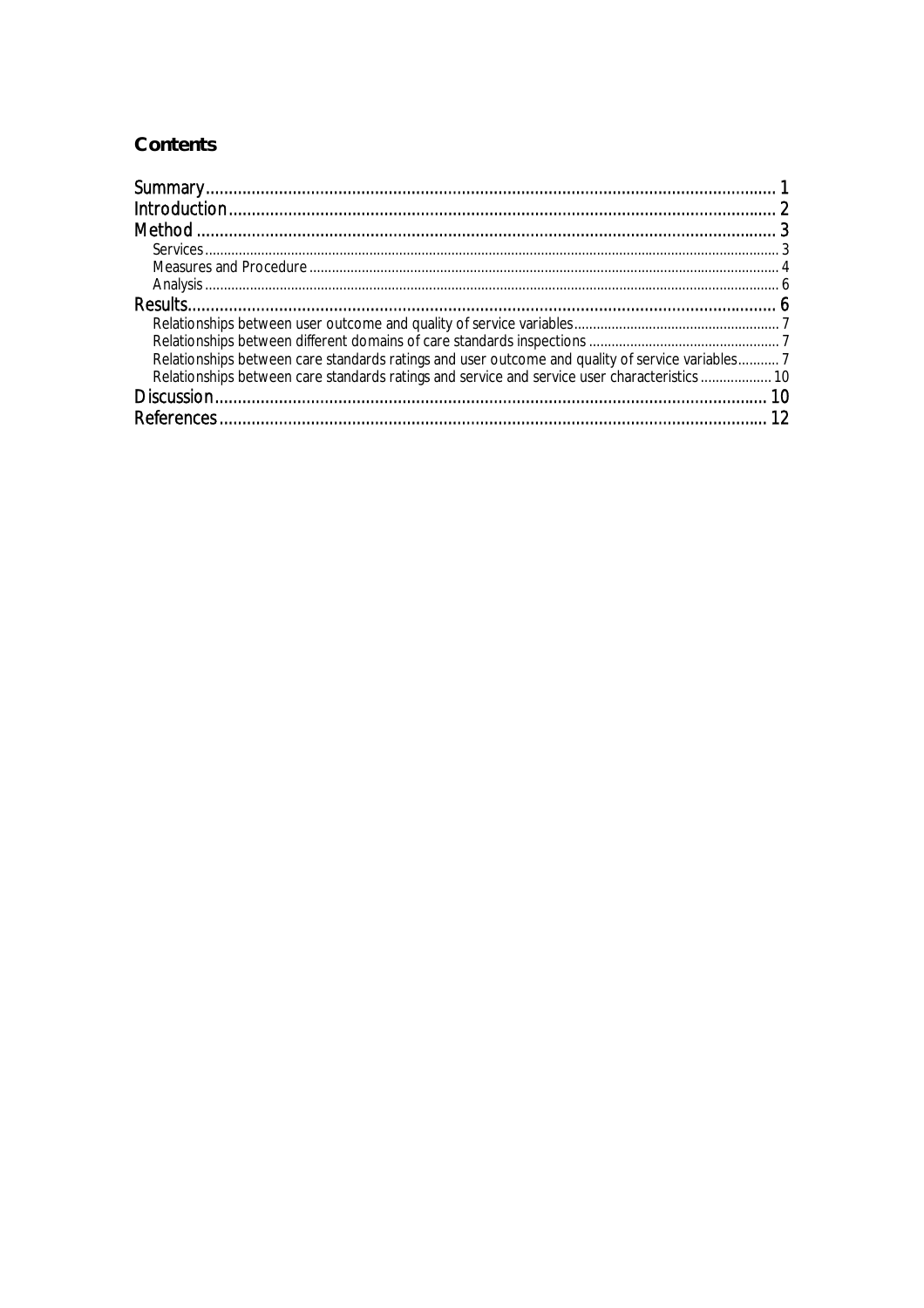## Contents

Summary ..... 1
Introduction ..... 2
Method ..... 3
- Services ..... 3
- Measures and Procedure ..... 4
- Analysis ..... 6

Results ..... 6
- Relationships between user outcome and quality of service variables ..... 7
- Relationships between different domains of care standards inspections ..... 7
- Relationships between care standards ratings and user outcome and quality of service variables ..... 7
- Relationships between care standards ratings and service and service user characteristics ..... 10

Discussion ..... 10
References ..... 12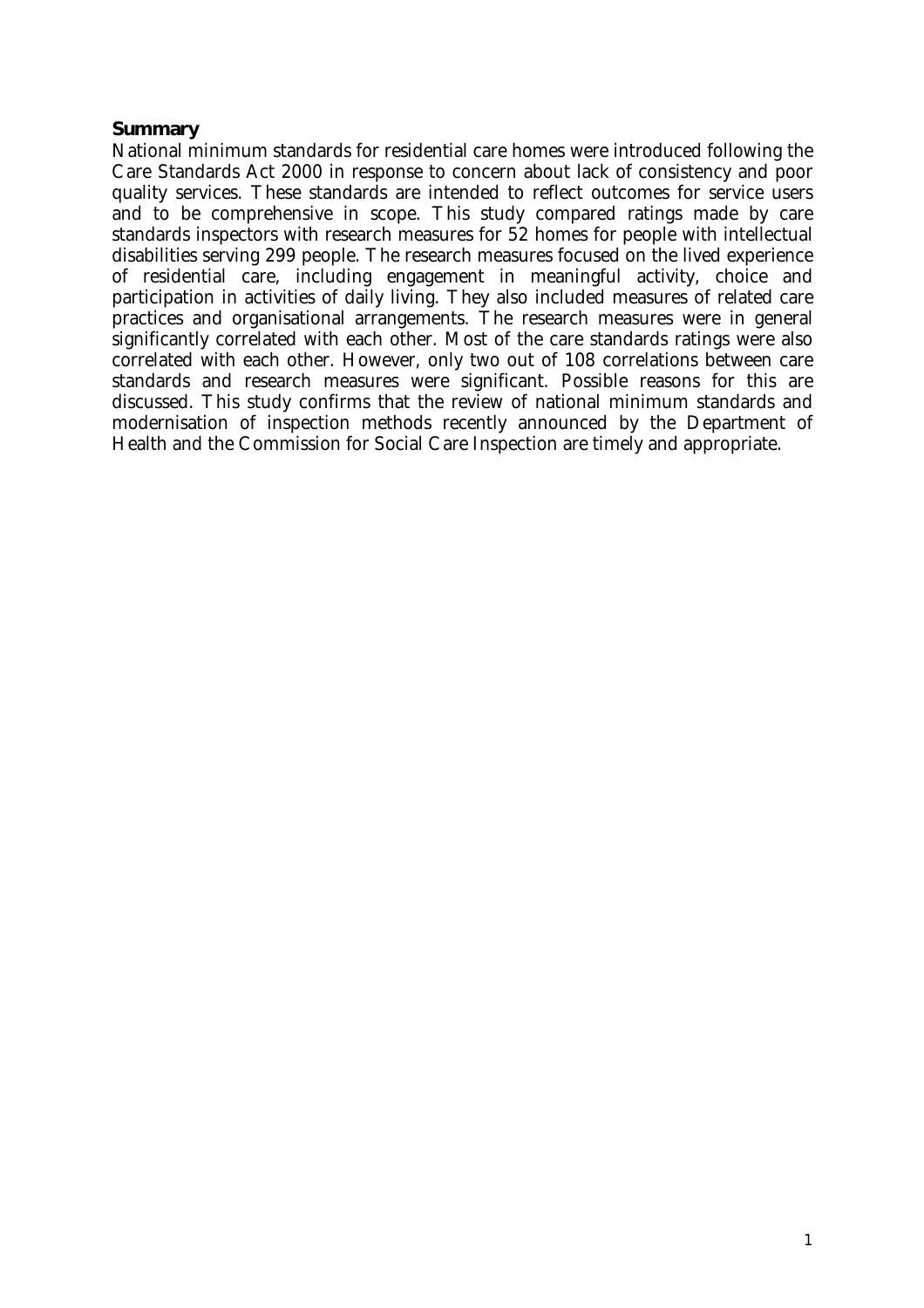## Summary

National minimum standards for residential care homes were introduced following the Care Standards Act 2000 in response to concern about lack of consistency and poor quality services. These standards are intended to reflect outcomes for service users and to be comprehensive in scope. This study compared ratings made by care standards inspectors with research measures for 52 homes for people with intellectual disabilities serving 299 people. The research measures focused on the lived experience of residential care, including engagement in meaningful activity, choice and participation in activities of daily living. They also included measures of related care practices and organisational arrangements. The research measures were in general significantly correlated with each other. Most of the care standards ratings were also correlated with each other. However, only two out of 108 correlations between care standards and research measures were significant. Possible reasons for this are discussed. This study confirms that the review of national minimum standards and modernisation of inspection methods recently announced by the Department of Health and the Commission for Social Care Inspection are timely and appropriate.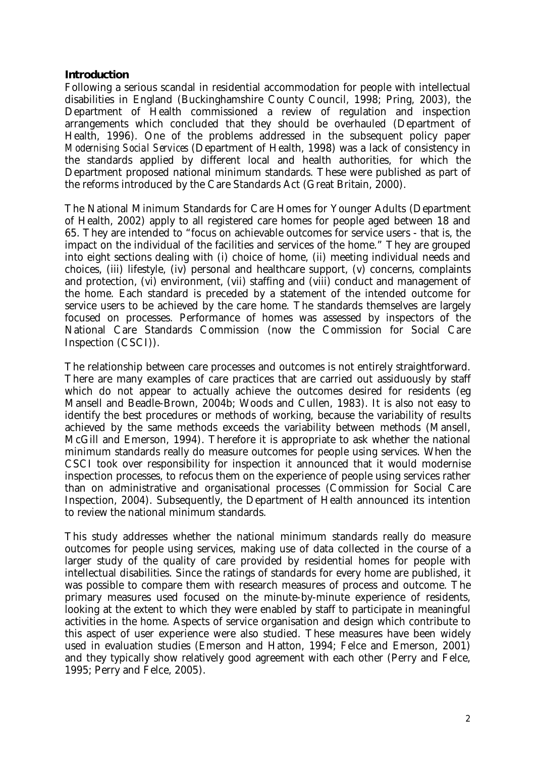**Introduction**

Following a serious scandal in residential accommodation for people with intellectual disabilities in England (Buckinghamshire County Council, 1998; Pring, 2003), the Department of Health commissioned a review of regulation and inspection arrangements which concluded that they should be overhauled (Department of Health, 1996). One of the problems addressed in the subsequent policy paper *Modernising Social Services* (Department of Health, 1998) was a lack of consistency in the standards applied by different local and health authorities, for which the Department proposed national minimum standards. These were published as part of the reforms introduced by the Care Standards Act (Great Britain, 2000).

The National Minimum Standards for Care Homes for Younger Adults (Department of Health, 2002) apply to all registered care homes for people aged between 18 and 65. They are intended to "focus on achievable outcomes for service users - that is, the impact on the individual of the facilities and services of the home." They are grouped into eight sections dealing with (i) choice of home, (ii) meeting individual needs and choices, (iii) lifestyle, (iv) personal and healthcare support, (v) concerns, complaints and protection, (vi) environment, (vii) staffing and (viii) conduct and management of the home. Each standard is preceded by a statement of the intended outcome for service users to be achieved by the care home. The standards themselves are largely focused on processes. Performance of homes was assessed by inspectors of the National Care Standards Commission (now the Commission for Social Care Inspection (CSCI)).

The relationship between care processes and outcomes is not entirely straightforward. There are many examples of care practices that are carried out assiduously by staff which do not appear to actually achieve the outcomes desired for residents (eg Mansell and Beadle-Brown, 2004b; Woods and Cullen, 1983). It is also not easy to identify the best procedures or methods of working, because the variability of results achieved by the same methods exceeds the variability between methods (Mansell, McGill and Emerson, 1994). Therefore it is appropriate to ask whether the national minimum standards really do measure outcomes for people using services. When the CSCI took over responsibility for inspection it announced that it would modernise inspection processes, to refocus them on the experience of people using services rather than on administrative and organisational processes (Commission for Social Care Inspection, 2004). Subsequently, the Department of Health announced its intention to review the national minimum standards.

This study addresses whether the national minimum standards really do measure outcomes for people using services, making use of data collected in the course of a larger study of the quality of care provided by residential homes for people with intellectual disabilities. Since the ratings of standards for every home are published, it was possible to compare them with research measures of process and outcome. The primary measures used focused on the minute-by-minute experience of residents, looking at the extent to which they were enabled by staff to participate in meaningful activities in the home. Aspects of service organisation and design which contribute to this aspect of user experience were also studied. These measures have been widely used in evaluation studies (Emerson and Hatton, 1994; Felce and Emerson, 2001) and they typically show relatively good agreement with each other (Perry and Felce, 1995; Perry and Felce, 2005).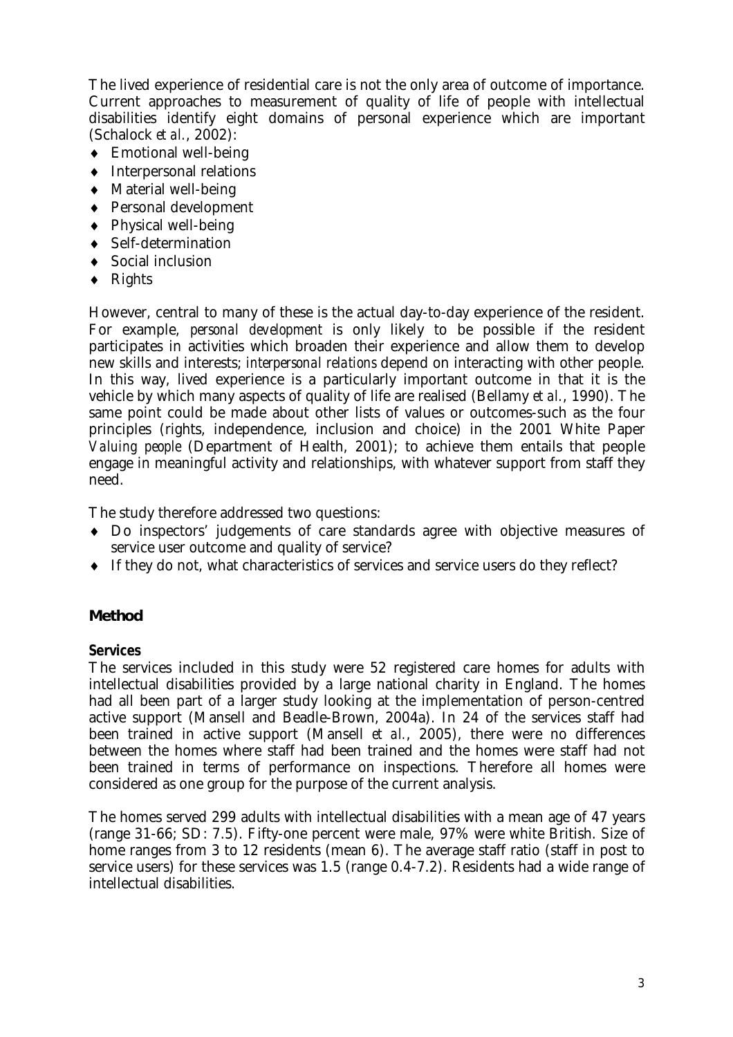The lived experience of residential care is not the only area of outcome of importance. Current approaches to measurement of quality of life of people with intellectual disabilities identify eight domains of personal experience which are important (Schalock *et al.*, 2002):

- Emotional well-being
- Interpersonal relations
- Material well-being
- Personal development
- Physical well-being
- Self-determination
- Social inclusion
- Rights

However, central to many of these is the actual day-to-day experience of the resident. For example, *personal development* is only likely to be possible if the resident participates in activities which broaden their experience and allow them to develop new skills and interests; *interpersonal relations* depend on interacting with other people. In this way, lived experience is a particularly important outcome in that it is the vehicle by which many aspects of quality of life are realised (Bellamy *et al.*, 1990). The same point could be made about other lists of values or outcomes-such as the four principles (rights, independence, inclusion and choice) in the 2001 White Paper *Valuing people* (Department of Health, 2001); to achieve them entails that people engage in meaningful activity and relationships, with whatever support from staff they need.

The study therefore addressed two questions:

- Do inspectors' judgements of care standards agree with objective measures of service user outcome and quality of service?
- If they do not, what characteristics of services and service users do they reflect?

## Method

### Services

The services included in this study were 52 registered care homes for adults with intellectual disabilities provided by a large national charity in England. The homes had all been part of a larger study looking at the implementation of person-centred active support (Mansell and Beadle-Brown, 2004a). In 24 of the services staff had been trained in active support (Mansell *et al.*, 2005), there were no differences between the homes where staff had been trained and the homes were staff had not been trained in terms of performance on inspections. Therefore all homes were considered as one group for the purpose of the current analysis.

The homes served 299 adults with intellectual disabilities with a mean age of 47 years (range 31-66; SD: 7.5). Fifty-one percent were male, 97% were white British. Size of home ranges from 3 to 12 residents (mean 6). The average staff ratio (staff in post to service users) for these services was 1.5 (range 0.4-7.2). Residents had a wide range of intellectual disabilities.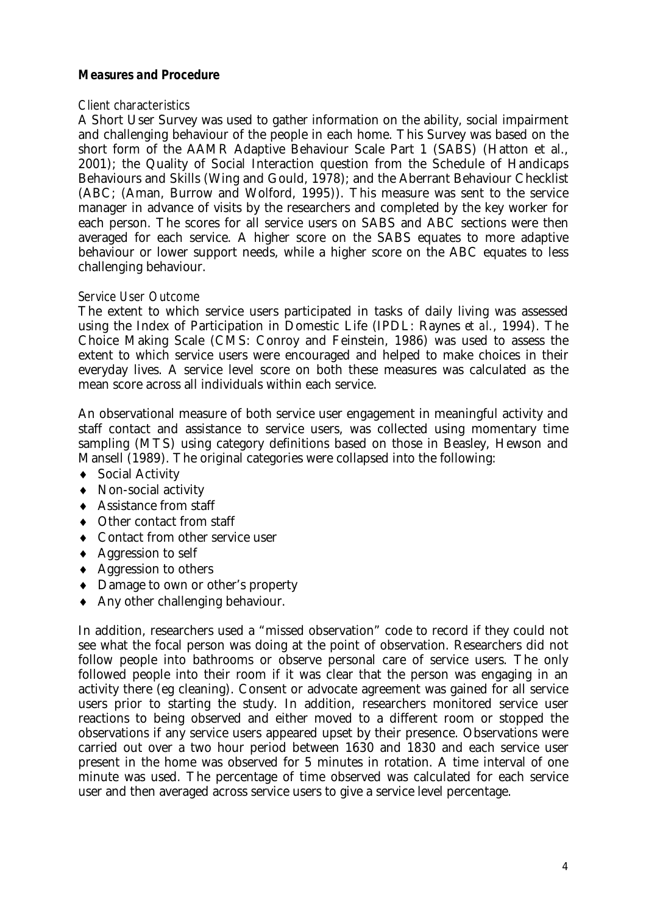### *Measures and Procedure*

*Client characteristics*

A Short User Survey was used to gather information on the ability, social impairment and challenging behaviour of the people in each home. This Survey was based on the short form of the AAMR Adaptive Behaviour Scale Part 1 (SABS) (Hatton et al., 2001); the Quality of Social Interaction question from the Schedule of Handicaps Behaviours and Skills (Wing and Gould, 1978); and the Aberrant Behaviour Checklist (ABC; (Aman, Burrow and Wolford, 1995)). This measure was sent to the service manager in advance of visits by the researchers and completed by the key worker for each person. The scores for all service users on SABS and ABC sections were then averaged for each service. A higher score on the SABS equates to more adaptive behaviour or lower support needs, while a higher score on the ABC equates to less challenging behaviour.

*Service User Outcome*

The extent to which service users participated in tasks of daily living was assessed using the Index of Participation in Domestic Life (IPDL: Raynes *et al.*, 1994). The Choice Making Scale (CMS: Conroy and Feinstein, 1986) was used to assess the extent to which service users were encouraged and helped to make choices in their everyday lives. A service level score on both these measures was calculated as the mean score across all individuals within each service.

An observational measure of both service user engagement in meaningful activity and staff contact and assistance to service users, was collected using momentary time sampling (MTS) using category definitions based on those in Beasley, Hewson and Mansell (1989). The original categories were collapsed into the following:

- Social Activity
- Non-social activity
- Assistance from staff
- Other contact from staff
- Contact from other service user
- Aggression to self
- Aggression to others
- Damage to own or other's property
- Any other challenging behaviour.

In addition, researchers used a "missed observation" code to record if they could not see what the focal person was doing at the point of observation. Researchers did not follow people into bathrooms or observe personal care of service users. The only followed people into their room if it was clear that the person was engaging in an activity there (eg cleaning). Consent or advocate agreement was gained for all service users prior to starting the study. In addition, researchers monitored service user reactions to being observed and either moved to a different room or stopped the observations if any service users appeared upset by their presence. Observations were carried out over a two hour period between 1630 and 1830 and each service user present in the home was observed for 5 minutes in rotation. A time interval of one minute was used. The percentage of time observed was calculated for each service user and then averaged across service users to give a service level percentage.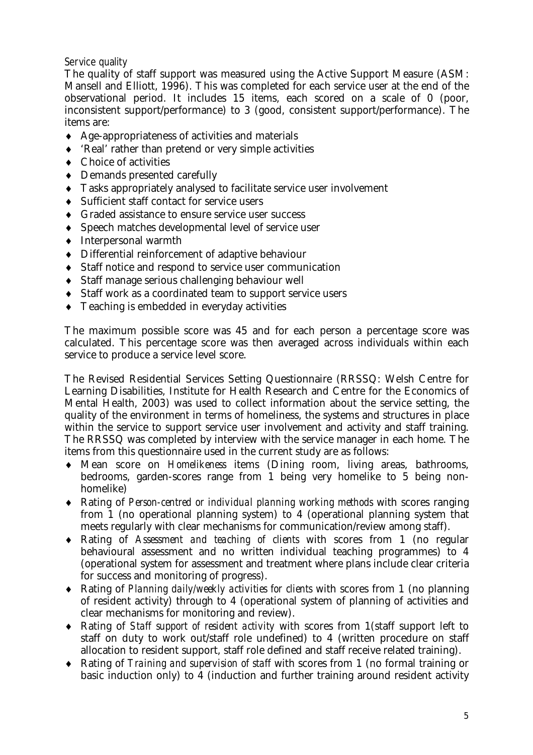*Service quality*

The quality of staff support was measured using the Active Support Measure (ASM: Mansell and Elliott, 1996). This was completed for each service user at the end of the observational period. It includes 15 items, each scored on a scale of 0 (poor, inconsistent support/performance) to 3 (good, consistent support/performance). The items are:

- Age-appropriateness of activities and materials
- 'Real' rather than pretend or very simple activities
- Choice of activities
- Demands presented carefully
- Tasks appropriately analysed to facilitate service user involvement
- Sufficient staff contact for service users
- Graded assistance to ensure service user success
- Speech matches developmental level of service user
- Interpersonal warmth
- Differential reinforcement of adaptive behaviour
- Staff notice and respond to service user communication
- Staff manage serious challenging behaviour well
- Staff work as a coordinated team to support service users
- Teaching is embedded in everyday activities

The maximum possible score was 45 and for each person a percentage score was calculated. This percentage score was then averaged across individuals within each service to produce a service level score.

The Revised Residential Services Setting Questionnaire (RRSSQ: Welsh Centre for Learning Disabilities, Institute for Health Research and Centre for the Economics of Mental Health, 2003) was used to collect information about the service setting, the quality of the environment in terms of homeliness, the systems and structures in place within the service to support service user involvement and activity and staff training. The RRSSQ was completed by interview with the service manager in each home. The items from this questionnaire used in the current study are as follows:

- Mean score on *Homelikeness* items (Dining room, living areas, bathrooms, bedrooms, garden-scores range from 1 being very homelike to 5 being non-homelike)
- Rating of *Person-centred or individual planning working methods* with scores ranging from 1 (no operational planning system) to 4 (operational planning system that meets regularly with clear mechanisms for communication/review among staff).
- Rating of *Assessment and teaching of clients* with scores from 1 (no regular behavioural assessment and no written individual teaching programmes) to 4 (operational system for assessment and treatment where plans include clear criteria for success and monitoring of progress).
- Rating of *Planning daily/weekly activities for clients* with scores from 1 (no planning of resident activity) through to 4 (operational system of planning of activities and clear mechanisms for monitoring and review).
- Rating of *Staff support of resident activity* with scores from 1(staff support left to staff on duty to work out/staff role undefined) to 4 (written procedure on staff allocation to resident support, staff role defined and staff receive related training).
- Rating of *Training and supervision of staff* with scores from 1 (no formal training or basic induction only) to 4 (induction and further training around resident activity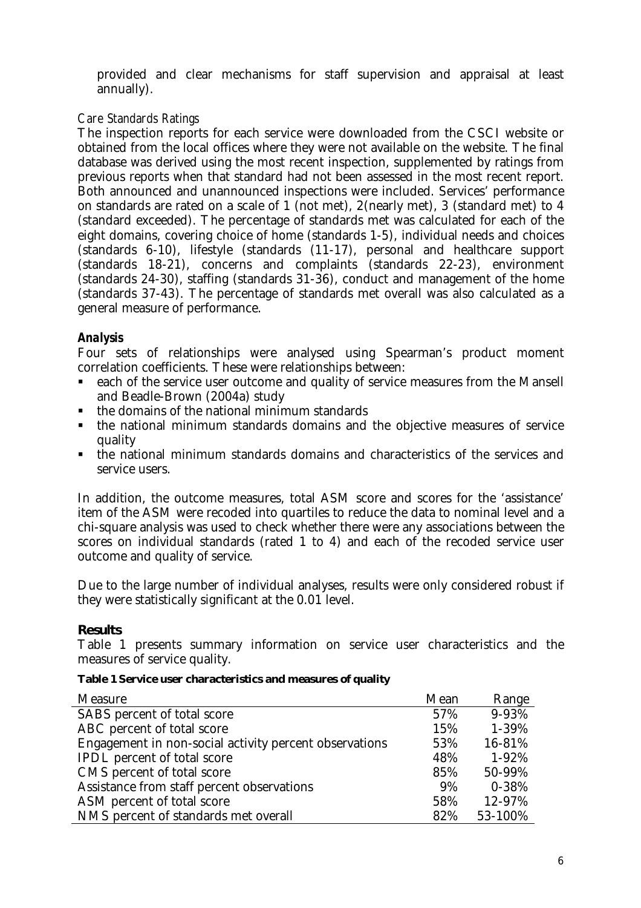provided and clear mechanisms for staff supervision and appraisal at least annually).

*Care Standards Ratings*

The inspection reports for each service were downloaded from the CSCI website or obtained from the local offices where they were not available on the website. The final database was derived using the most recent inspection, supplemented by ratings from previous reports when that standard had not been assessed in the most recent report. Both announced and unannounced inspections were included. Services' performance on standards are rated on a scale of 1 (not met), 2(nearly met), 3 (standard met) to 4 (standard exceeded). The percentage of standards met was calculated for each of the eight domains, covering choice of home (standards 1-5), individual needs and choices (standards 6-10), lifestyle (standards (11-17), personal and healthcare support (standards 18-21), concerns and complaints (standards 22-23), environment (standards 24-30), staffing (standards 31-36), conduct and management of the home (standards 37-43). The percentage of standards met overall was also calculated as a general measure of performance.

***Analysis***

Four sets of relationships were analysed using Spearman's product moment correlation coefficients. These were relationships between:

- each of the service user outcome and quality of service measures from the Mansell and Beadle-Brown (2004a) study
- the domains of the national minimum standards
- the national minimum standards domains and the objective measures of service quality
- the national minimum standards domains and characteristics of the services and service users.

In addition, the outcome measures, total ASM score and scores for the 'assistance' item of the ASM were recoded into quartiles to reduce the data to nominal level and a chi-square analysis was used to check whether there were any associations between the scores on individual standards (rated 1 to 4) and each of the recoded service user outcome and quality of service.

Due to the large number of individual analyses, results were only considered robust if they were statistically significant at the 0.01 level.

## Results

Table 1 presents summary information on service user characteristics and the measures of service quality.

**Table 1 Service user characteristics and measures of quality**

| Measure | Mean | Range |
|---|---|---|
| SABS percent of total score | 57% | 9-93% |
| ABC percent of total score | 15% | 1-39% |
| Engagement in non-social activity percent observations | 53% | 16-81% |
| IPDL percent of total score | 48% | 1-92% |
| CMS percent of total score | 85% | 50-99% |
| Assistance from staff percent observations | 9% | 0-38% |
| ASM percent of total score | 58% | 12-97% |
| NMS percent of standards met overall | 82% | 53-100% |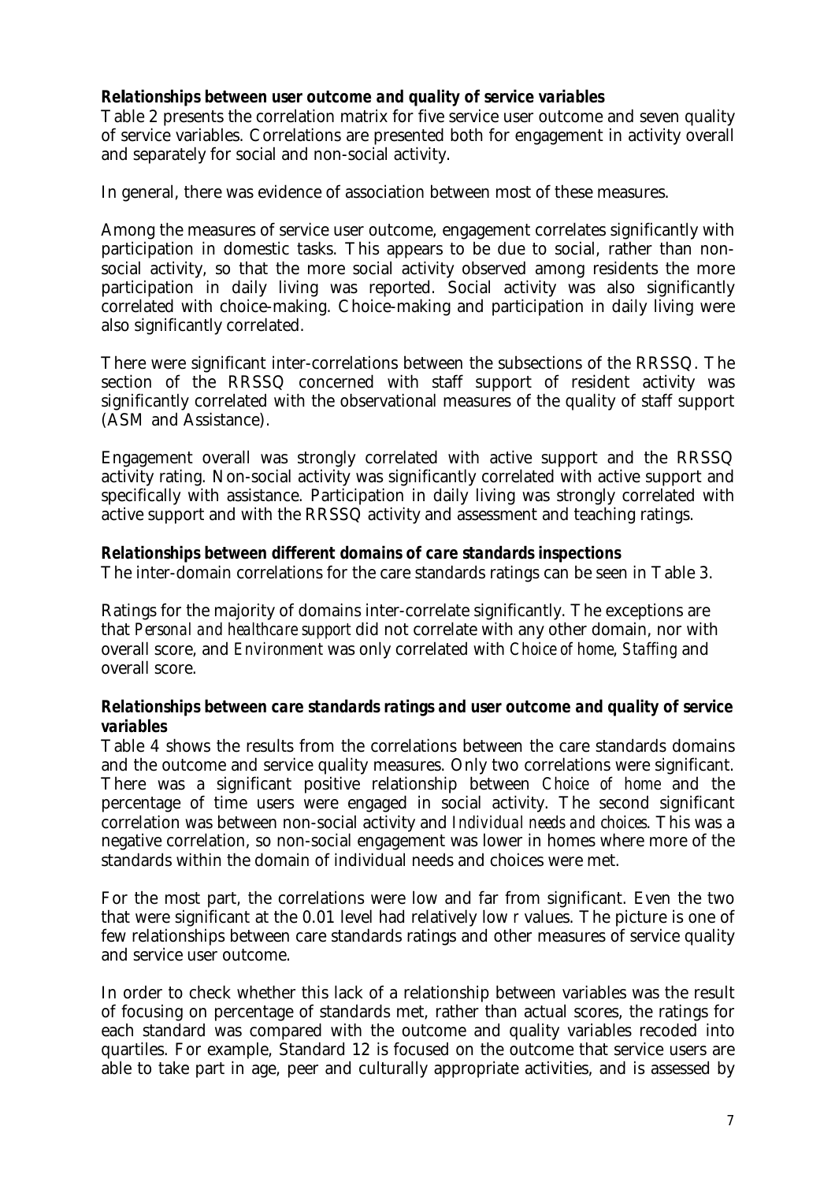### *Relationships between user outcome and quality of service variables*

Table 2 presents the correlation matrix for five service user outcome and seven quality of service variables. Correlations are presented both for engagement in activity overall and separately for social and non-social activity.

In general, there was evidence of association between most of these measures.

Among the measures of service user outcome, engagement correlates significantly with participation in domestic tasks. This appears to be due to social, rather than non-social activity, so that the more social activity observed among residents the more participation in daily living was reported. Social activity was also significantly correlated with choice-making. Choice-making and participation in daily living were also significantly correlated.

There were significant inter-correlations between the subsections of the RRSSQ. The section of the RRSSQ concerned with staff support of resident activity was significantly correlated with the observational measures of the quality of staff support (ASM and Assistance).

Engagement overall was strongly correlated with active support and the RRSSQ activity rating. Non-social activity was significantly correlated with active support and specifically with assistance. Participation in daily living was strongly correlated with active support and with the RRSSQ activity and assessment and teaching ratings.

### *Relationships between different domains of care standards inspections*

The inter-domain correlations for the care standards ratings can be seen in Table 3.

Ratings for the majority of domains inter-correlate significantly. The exceptions are that *Personal and healthcare support* did not correlate with any other domain, nor with overall score, and *Environment* was only correlated with *Choice of home*, *Staffing* and overall score.

### *Relationships between care standards ratings and user outcome and quality of service variables*

Table 4 shows the results from the correlations between the care standards domains and the outcome and service quality measures. Only two correlations were significant. There was a significant positive relationship between *Choice of home* and the percentage of time users were engaged in social activity. The second significant correlation was between non-social activity and *Individual needs and choices*. This was a negative correlation, so non-social engagement was lower in homes where more of the standards within the domain of individual needs and choices were met.

For the most part, the correlations were low and far from significant. Even the two that were significant at the 0.01 level had relatively low $r$ values. The picture is one of few relationships between care standards ratings and other measures of service quality and service user outcome.

In order to check whether this lack of a relationship between variables was the result of focusing on percentage of standards met, rather than actual scores, the ratings for each standard was compared with the outcome and quality variables recoded into quartiles. For example, Standard 12 is focused on the outcome that service users are able to take part in age, peer and culturally appropriate activities, and is assessed by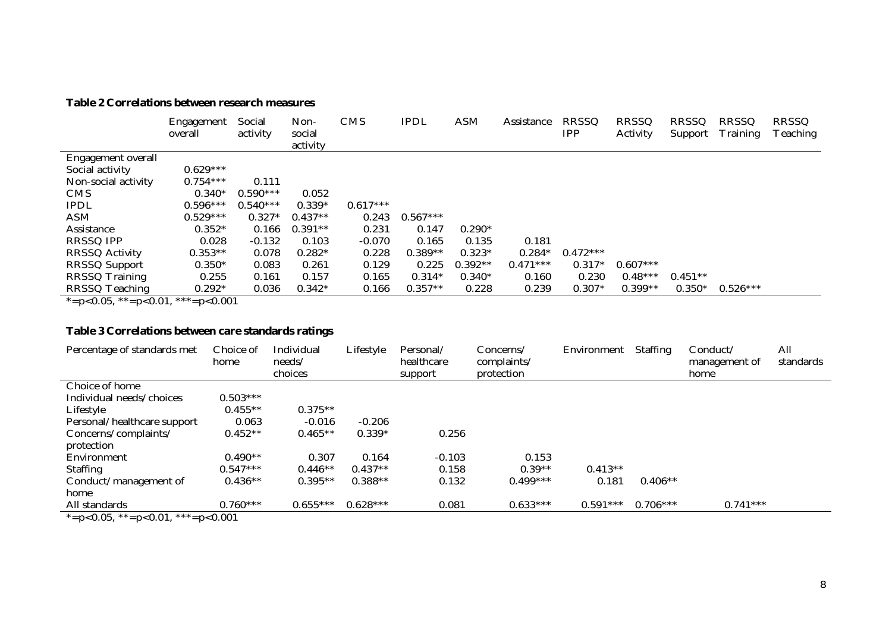**Table 2 Correlations between research measures**

| | Engagement overall | Social activity | Non-social activity | CMS | IPDL | ASM | Assistance | RRSSQ IPP | RRSSQ Activity | RRSSQ Support | RRSSQ Training | RRSSQ Teaching |
|---|---|---|---|---|---|---|---|---|---|---|---|---|
| Engagement overall | | | | | | | | | | | | |
| Social activity | 0.629*** | | | | | | | | | | | |
| Non-social activity | 0.754*** | 0.111 | | | | | | | | | | |
| CMS | 0.340* | 0.590*** | 0.052 | | | | | | | | | |
| IPDL | 0.596*** | 0.540*** | 0.339* | 0.617*** | | | | | | | | |
| ASM | 0.529*** | 0.327* | 0.437** | 0.243 | 0.567*** | | | | | | | |
| Assistance | 0.352* | 0.166 | 0.391** | 0.231 | 0.147 | 0.290* | | | | | | |
| RRSSQ IPP | 0.028 | -0.132 | 0.103 | -0.070 | 0.165 | 0.135 | 0.181 | | | | | |
| RRSSQ Activity | 0.353** | 0.078 | 0.282* | 0.228 | 0.389** | 0.323* | 0.284* | 0.472*** | | | | |
| RRSSQ Support | 0.350* | 0.083 | 0.261 | 0.129 | 0.225 | 0.392** | 0.471*** | 0.317* | 0.607*** | | | |
| RRSSQ Training | 0.255 | 0.161 | 0.157 | 0.165 | 0.314* | 0.340* | 0.160 | 0.230 | 0.48*** | 0.451** | | |
| RRSSQ Teaching | 0.292* | 0.036 | 0.342* | 0.166 | 0.357** | 0.228 | 0.239 | 0.307* | 0.399** | 0.350* | 0.526*** | |

*=p<0.05, **=p<0.01, ***=p<0.001

**Table 3 Correlations between care standards ratings**

| Percentage of standards met | Choice of home | Individual needs/ choices | Lifestyle | Personal/ healthcare support | Concerns/ complaints/ protection | Environment | Staffing | Conduct/ management of home | All standards |
|---|---|---|---|---|---|---|---|---|---|
| Choice of home | | | | | | | | | |
| Individual needs/choices | 0.503*** | | | | | | | | |
| Lifestyle | 0.455** | 0.375** | | | | | | | |
| Personal/healthcare support | 0.063 | -0.016 | -0.206 | | | | | | |
| Concerns/complaints/ protection | 0.452** | 0.465** | 0.339* | 0.256 | | | | | |
| Environment | 0.490** | 0.307 | 0.164 | -0.103 | 0.153 | | | | |
| Staffing | 0.547*** | 0.446** | 0.437** | 0.158 | 0.39** | 0.413** | | | |
| Conduct/management of home | 0.436** | 0.395** | 0.388** | 0.132 | 0.499*** | 0.181 | 0.406** | | |
| All standards | 0.760*** | 0.655*** | 0.628*** | 0.081 | 0.633*** | 0.591*** | 0.706*** | 0.741*** | |

*=p<0.05, **=p<0.01, ***=p<0.001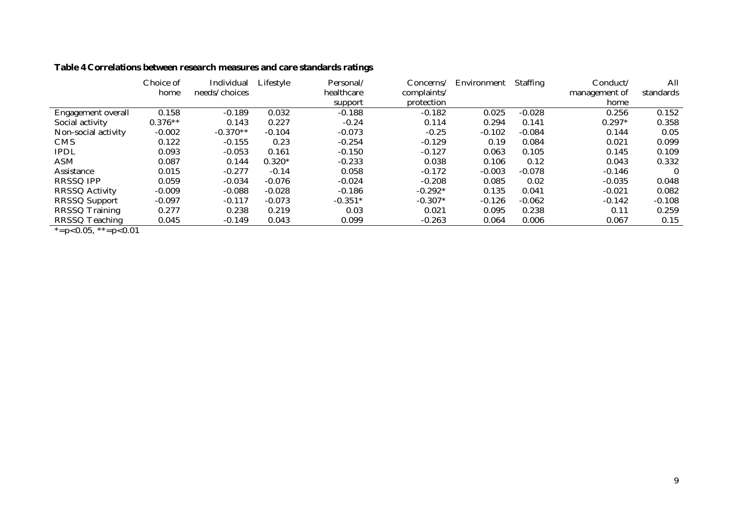**Table 4 Correlations between research measures and care standards ratings**

| | Choice of home | Individual needs/choices | Lifestyle | Personal/ healthcare support | Concerns/ complaints/ protection | Environment | Staffing | Conduct/ management of home | All standards |
|---|---|---|---|---|---|---|---|---|---|
| Engagement overall | 0.158 | -0.189 | 0.032 | -0.188 | -0.182 | 0.025 | -0.028 | 0.256 | 0.152 |
| Social activity | 0.376** | 0.143 | 0.227 | -0.24 | 0.114 | 0.294 | 0.141 | 0.297* | 0.358 |
| Non-social activity | -0.002 | -0.370** | -0.104 | -0.073 | -0.25 | -0.102 | -0.084 | 0.144 | 0.05 |
| CMS | 0.122 | -0.155 | 0.23 | -0.254 | -0.129 | 0.19 | 0.084 | 0.021 | 0.099 |
| IPDL | 0.093 | -0.053 | 0.161 | -0.150 | -0.127 | 0.063 | 0.105 | 0.145 | 0.109 |
| ASM | 0.087 | 0.144 | 0.320* | -0.233 | 0.038 | 0.106 | 0.12 | 0.043 | 0.332 |
| Assistance | 0.015 | -0.277 | -0.14 | 0.058 | -0.172 | -0.003 | -0.078 | -0.146 | 0 |
| RRSSQ IPP | 0.059 | -0.034 | -0.076 | -0.024 | -0.208 | 0.085 | 0.02 | -0.035 | 0.048 |
| RRSSQ Activity | -0.009 | -0.088 | -0.028 | -0.186 | -0.292* | 0.135 | 0.041 | -0.021 | 0.082 |
| RRSSQ Support | -0.097 | -0.117 | -0.073 | -0.351* | -0.307* | -0.126 | -0.062 | -0.142 | -0.108 |
| RRSSQ Training | 0.277 | 0.238 | 0.219 | 0.03 | 0.021 | 0.095 | 0.238 | 0.11 | 0.259 |
| RRSSQ Teaching | 0.045 | -0.149 | 0.043 | 0.099 | -0.263 | 0.064 | 0.006 | 0.067 | 0.15 |

*=$p<0.05$, **=$p<0.01$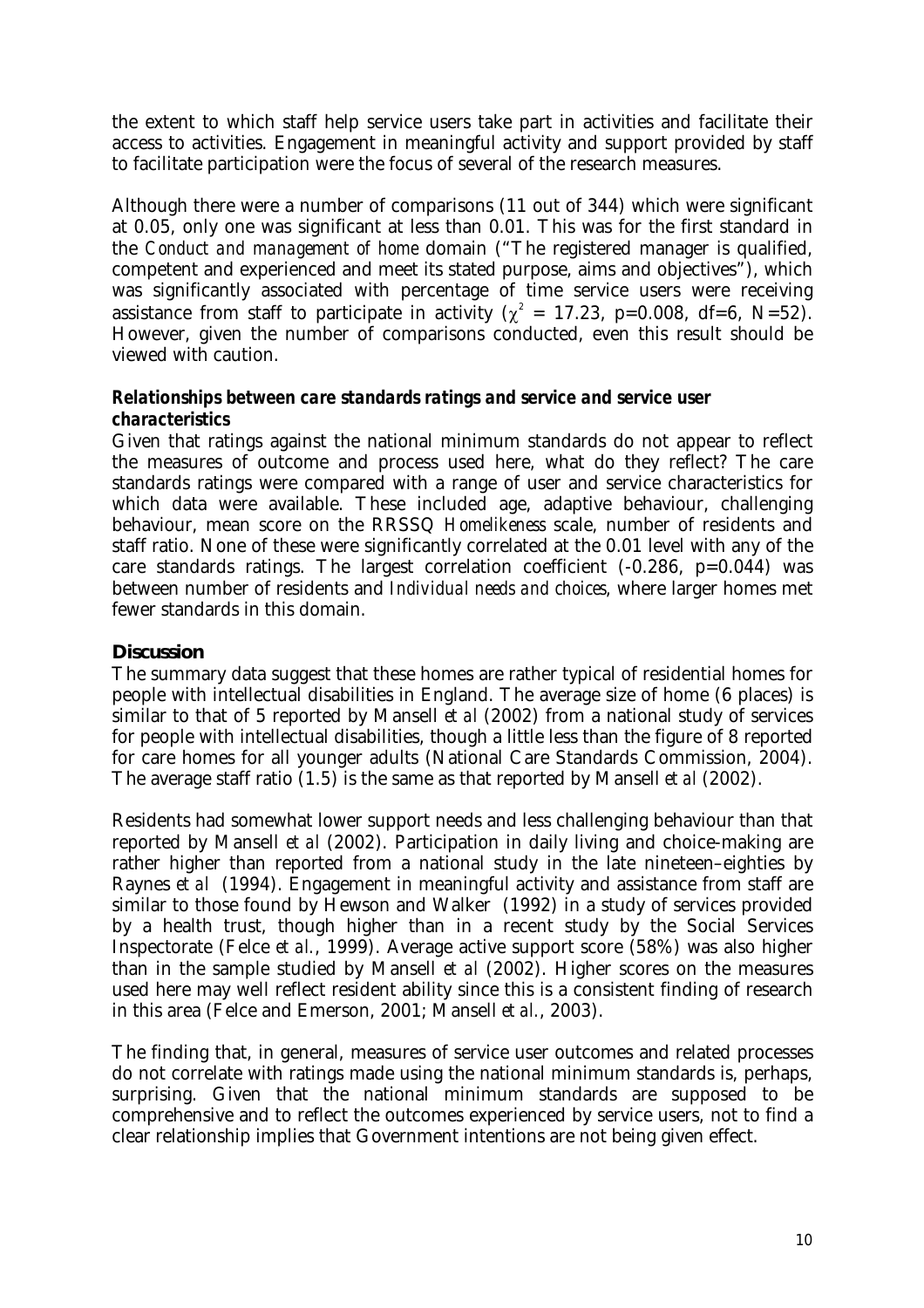the extent to which staff help service users take part in activities and facilitate their access to activities. Engagement in meaningful activity and support provided by staff to facilitate participation were the focus of several of the research measures.

Although there were a number of comparisons (11 out of 344) which were significant at 0.05, only one was significant at less than 0.01. This was for the first standard in the *Conduct and management of home* domain ("The registered manager is qualified, competent and experienced and meet its stated purpose, aims and objectives"), which was significantly associated with percentage of time service users were receiving assistance from staff to participate in activity ($\chi^2$ = 17.23, p=0.008, df=6, N=52). However, given the number of comparisons conducted, even this result should be viewed with caution.

***Relationships between care standards ratings and service and service user characteristics***

Given that ratings against the national minimum standards do not appear to reflect the measures of outcome and process used here, what do they reflect? The care standards ratings were compared with a range of user and service characteristics for which data were available. These included age, adaptive behaviour, challenging behaviour, mean score on the RRSSQ *Homelikeness* scale, number of residents and staff ratio. None of these were significantly correlated at the 0.01 level with any of the care standards ratings. The largest correlation coefficient (-0.286, p=0.044) was between number of residents and *Individual needs and choices*, where larger homes met fewer standards in this domain.

## Discussion

The summary data suggest that these homes are rather typical of residential homes for people with intellectual disabilities in England. The average size of home (6 places) is similar to that of 5 reported by Mansell *et al* (2002) from a national study of services for people with intellectual disabilities, though a little less than the figure of 8 reported for care homes for all younger adults (National Care Standards Commission, 2004). The average staff ratio (1.5) is the same as that reported by Mansell *et al* (2002).

Residents had somewhat lower support needs and less challenging behaviour than that reported by Mansell *et al* (2002). Participation in daily living and choice-making are rather higher than reported from a national study in the late nineteen–eighties by Raynes *et al* (1994). Engagement in meaningful activity and assistance from staff are similar to those found by Hewson and Walker (1992) in a study of services provided by a health trust, though higher than in a recent study by the Social Services Inspectorate (Felce *et al.*, 1999). Average active support score (58%) was also higher than in the sample studied by Mansell *et al* (2002). Higher scores on the measures used here may well reflect resident ability since this is a consistent finding of research in this area (Felce and Emerson, 2001; Mansell *et al.*, 2003).

The finding that, in general, measures of service user outcomes and related processes do not correlate with ratings made using the national minimum standards is, perhaps, surprising. Given that the national minimum standards are supposed to be comprehensive and to reflect the outcomes experienced by service users, not to find a clear relationship implies that Government intentions are not being given effect.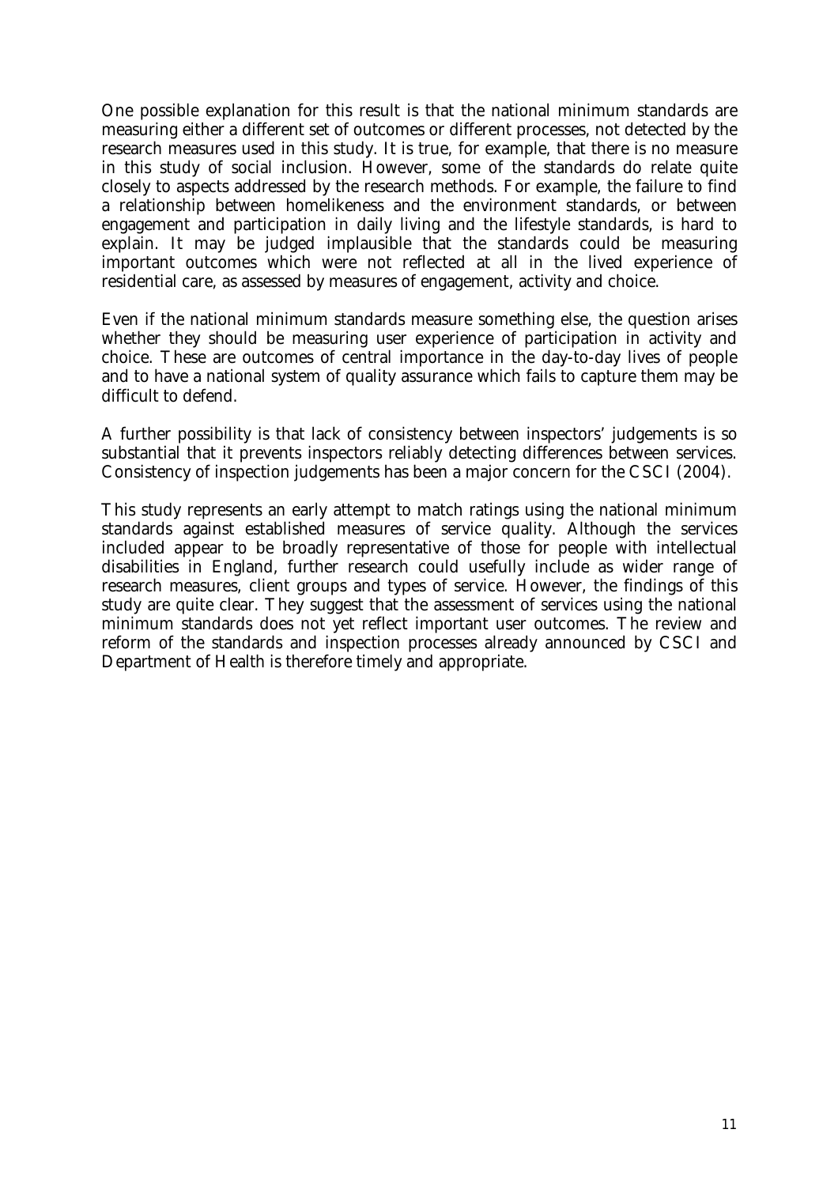One possible explanation for this result is that the national minimum standards are measuring either a different set of outcomes or different processes, not detected by the research measures used in this study. It is true, for example, that there is no measure in this study of social inclusion. However, some of the standards do relate quite closely to aspects addressed by the research methods. For example, the failure to find a relationship between homelikeness and the environment standards, or between engagement and participation in daily living and the lifestyle standards, is hard to explain. It may be judged implausible that the standards could be measuring important outcomes which were not reflected at all in the lived experience of residential care, as assessed by measures of engagement, activity and choice.

Even if the national minimum standards measure something else, the question arises whether they should be measuring user experience of participation in activity and choice. These are outcomes of central importance in the day-to-day lives of people and to have a national system of quality assurance which fails to capture them may be difficult to defend.

A further possibility is that lack of consistency between inspectors' judgements is so substantial that it prevents inspectors reliably detecting differences between services. Consistency of inspection judgements has been a major concern for the CSCI (2004).

This study represents an early attempt to match ratings using the national minimum standards against established measures of service quality. Although the services included appear to be broadly representative of those for people with intellectual disabilities in England, further research could usefully include as wider range of research measures, client groups and types of service. However, the findings of this study are quite clear. They suggest that the assessment of services using the national minimum standards does not yet reflect important user outcomes. The review and reform of the standards and inspection processes already announced by CSCI and Department of Health is therefore timely and appropriate.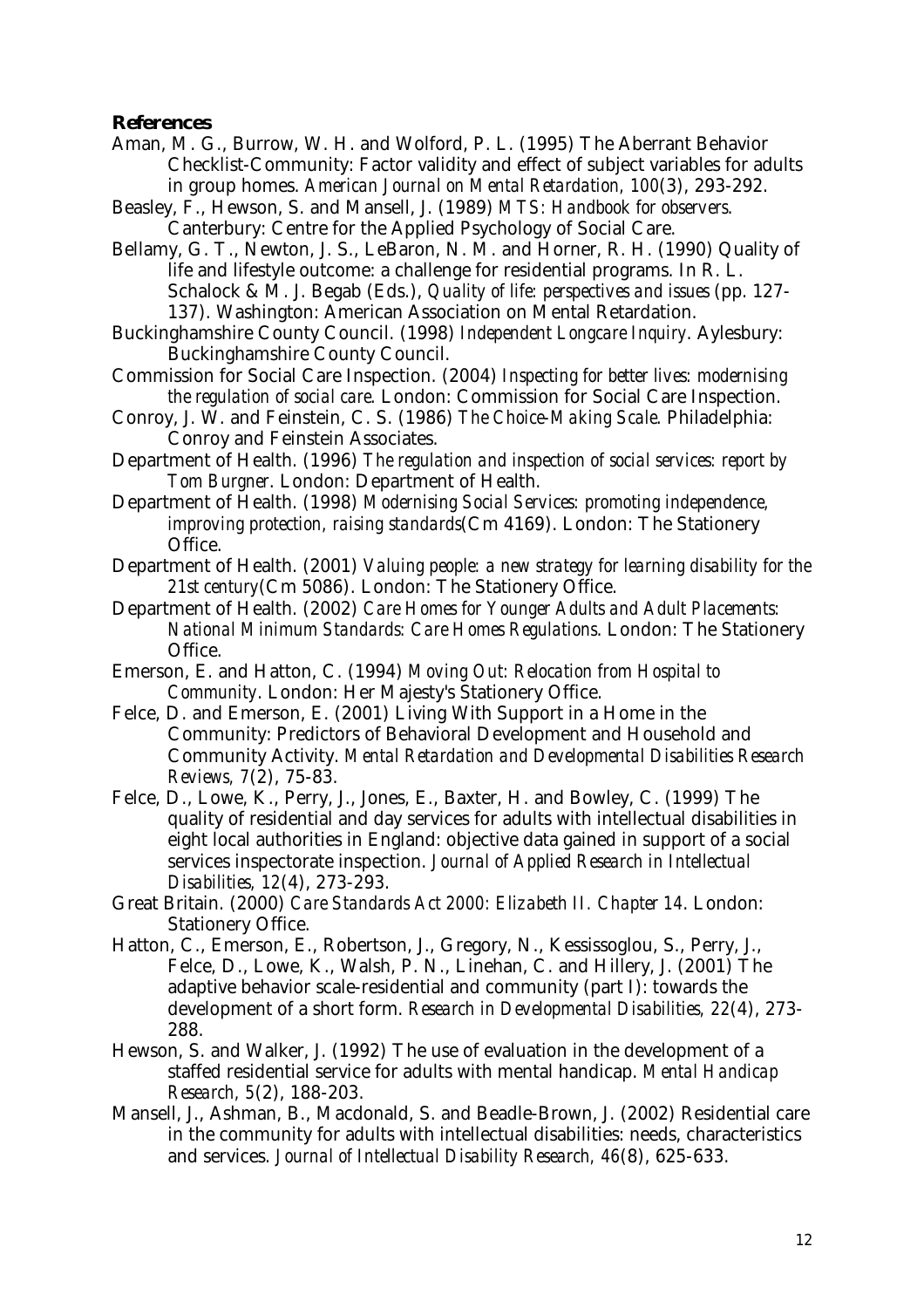**References**

Aman, M. G., Burrow, W. H. and Wolford, P. L. (1995) The Aberrant Behavior Checklist-Community: Factor validity and effect of subject variables for adults in group homes. *American Journal on Mental Retardation, 100*(3), 293-292.

Beasley, F., Hewson, S. and Mansell, J. (1989) *MTS: Handbook for observers*. Canterbury: Centre for the Applied Psychology of Social Care.

Bellamy, G. T., Newton, J. S., LeBaron, N. M. and Horner, R. H. (1990) Quality of life and lifestyle outcome: a challenge for residential programs. In R. L. Schalock & M. J. Begab (Eds.), *Quality of life: perspectives and issues* (pp. 127-137). Washington: American Association on Mental Retardation.

Buckinghamshire County Council. (1998) *Independent Longcare Inquiry*. Aylesbury: Buckinghamshire County Council.

Commission for Social Care Inspection. (2004) *Inspecting for better lives: modernising the regulation of social care*. London: Commission for Social Care Inspection.

Conroy, J. W. and Feinstein, C. S. (1986) *The Choice-Making Scale*. Philadelphia: Conroy and Feinstein Associates.

Department of Health. (1996) *The regulation and inspection of social services: report by Tom Burgner*. London: Department of Health.

Department of Health. (1998) *Modernising Social Services: promoting independence, improving protection, raising standards*(Cm 4169). London: The Stationery Office.

Department of Health. (2001) *Valuing people: a new strategy for learning disability for the 21st century*(Cm 5086). London: The Stationery Office.

Department of Health. (2002) *Care Homes for Younger Adults and Adult Placements: National Minimum Standards: Care Homes Regulations*. London: The Stationery Office.

Emerson, E. and Hatton, C. (1994) *Moving Out: Relocation from Hospital to Community*. London: Her Majesty's Stationery Office.

Felce, D. and Emerson, E. (2001) Living With Support in a Home in the Community: Predictors of Behavioral Development and Household and Community Activity. *Mental Retardation and Developmental Disabilities Research Reviews, 7*(2), 75-83.

Felce, D., Lowe, K., Perry, J., Jones, E., Baxter, H. and Bowley, C. (1999) The quality of residential and day services for adults with intellectual disabilities in eight local authorities in England: objective data gained in support of a social services inspectorate inspection. *Journal of Applied Research in Intellectual Disabilities, 12*(4), 273-293.

Great Britain. (2000) *Care Standards Act 2000: Elizabeth II. Chapter 14*. London: Stationery Office.

Hatton, C., Emerson, E., Robertson, J., Gregory, N., Kessissoglou, S., Perry, J., Felce, D., Lowe, K., Walsh, P. N., Linehan, C. and Hillery, J. (2001) The adaptive behavior scale-residential and community (part I): towards the development of a short form. *Research in Developmental Disabilities, 22*(4), 273-288.

Hewson, S. and Walker, J. (1992) The use of evaluation in the development of a staffed residential service for adults with mental handicap. *Mental Handicap Research, 5*(2), 188-203.

Mansell, J., Ashman, B., Macdonald, S. and Beadle-Brown, J. (2002) Residential care in the community for adults with intellectual disabilities: needs, characteristics and services. *Journal of Intellectual Disability Research, 46*(8), 625-633.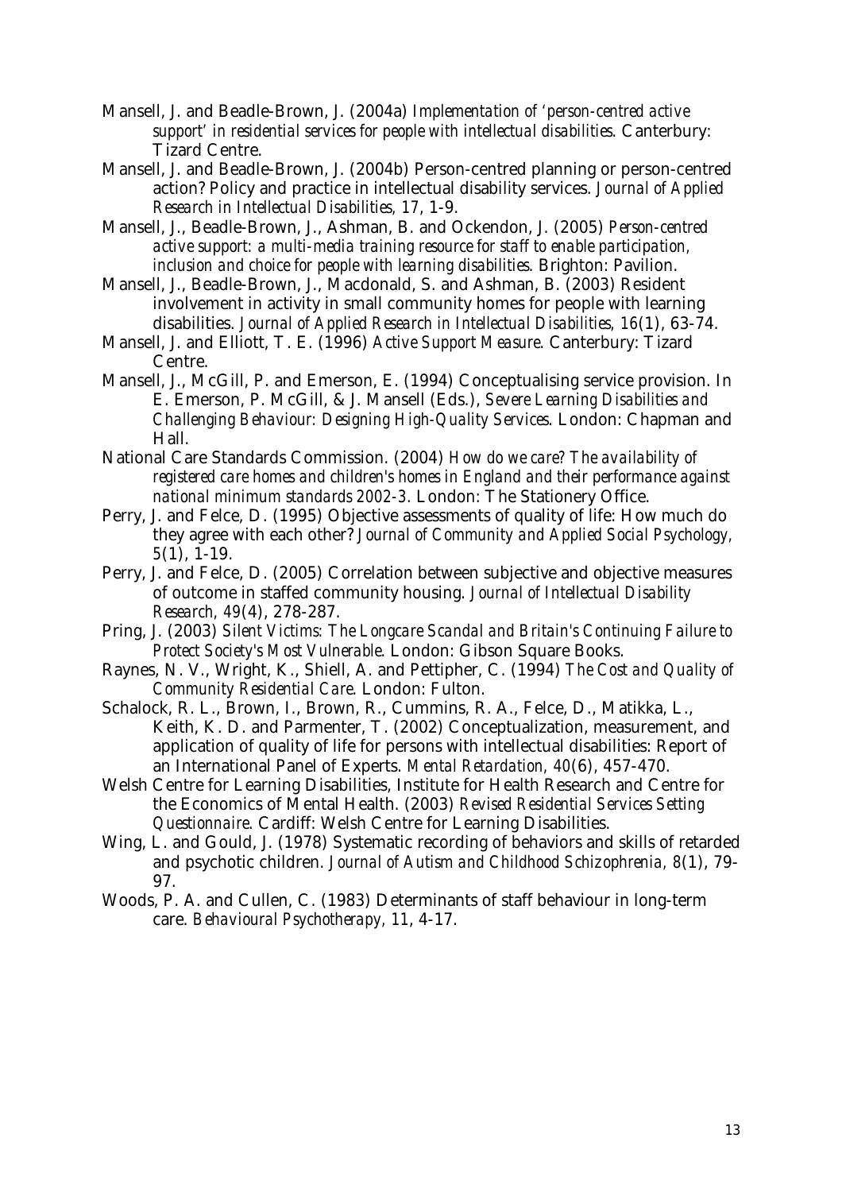Mansell, J. and Beadle-Brown, J. (2004a) *Implementation of 'person-centred active support' in residential services for people with intellectual disabilities*. Canterbury: Tizard Centre.

Mansell, J. and Beadle-Brown, J. (2004b) Person-centred planning or person-centred action? Policy and practice in intellectual disability services. *Journal of Applied Research in Intellectual Disabilities, 17*, 1-9.

Mansell, J., Beadle-Brown, J., Ashman, B. and Ockendon, J. (2005) *Person-centred active support: a multi-media training resource for staff to enable participation, inclusion and choice for people with learning disabilities*. Brighton: Pavilion.

Mansell, J., Beadle-Brown, J., Macdonald, S. and Ashman, B. (2003) Resident involvement in activity in small community homes for people with learning disabilities. *Journal of Applied Research in Intellectual Disabilities, 16*(1), 63-74.

Mansell, J. and Elliott, T. E. (1996) *Active Support Measure*. Canterbury: Tizard Centre.

Mansell, J., McGill, P. and Emerson, E. (1994) Conceptualising service provision. In E. Emerson, P. McGill, & J. Mansell (Eds.), *Severe Learning Disabilities and Challenging Behaviour: Designing High-Quality Services*. London: Chapman and Hall.

National Care Standards Commission. (2004) *How do we care? The availability of registered care homes and children's homes in England and their performance against national minimum standards 2002-3*. London: The Stationery Office.

Perry, J. and Felce, D. (1995) Objective assessments of quality of life: How much do they agree with each other? *Journal of Community and Applied Social Psychology, 5*(1), 1-19.

Perry, J. and Felce, D. (2005) Correlation between subjective and objective measures of outcome in staffed community housing. *Journal of Intellectual Disability Research, 49*(4), 278-287.

Pring, J. (2003) *Silent Victims: The Longcare Scandal and Britain's Continuing Failure to Protect Society's Most Vulnerable*. London: Gibson Square Books.

Raynes, N. V., Wright, K., Shiell, A. and Pettipher, C. (1994) *The Cost and Quality of Community Residential Care*. London: Fulton.

Schalock, R. L., Brown, I., Brown, R., Cummins, R. A., Felce, D., Matikka, L., Keith, K. D. and Parmenter, T. (2002) Conceptualization, measurement, and application of quality of life for persons with intellectual disabilities: Report of an International Panel of Experts. *Mental Retardation, 40*(6), 457-470.

Welsh Centre for Learning Disabilities, Institute for Health Research and Centre for the Economics of Mental Health. (2003) *Revised Residential Services Setting Questionnaire*. Cardiff: Welsh Centre for Learning Disabilities.

Wing, L. and Gould, J. (1978) Systematic recording of behaviors and skills of retarded and psychotic children. *Journal of Autism and Childhood Schizophrenia, 8*(1), 79-97.

Woods, P. A. and Cullen, C. (1983) Determinants of staff behaviour in long-term care. *Behavioural Psychotherapy*, 11, 4-17.